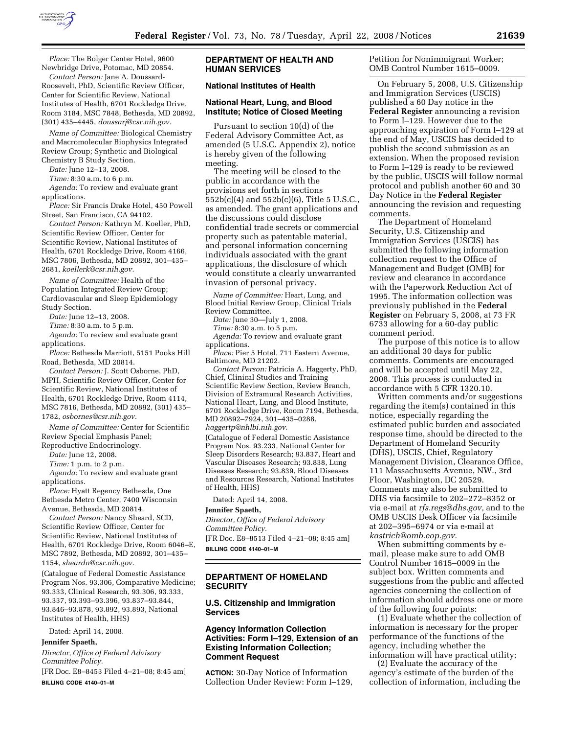*Place:* The Bolger Center Hotel, 9600 Newbridge Drive, Potomac, MD 20854.

*Contact Person:* Jane A. Doussard-Roosevelt, PhD, Scientific Review Officer, Center for Scientific Review, National Institutes of Health, 6701 Rockledge Drive, Room 3184, MSC 7848, Bethesda, MD 20892, (301) 435–4445, *doussarj@csr.nih.gov.*

*Name of Committee:* Biological Chemistry and Macromolecular Biophysics Integrated Review Group; Synthetic and Biological Chemistry B Study Section.

*Date:* June 12–13, 2008.

*Time:* 8:30 a.m. to 6 p.m.

*Agenda:* To review and evaluate grant applications.

*Place:* Sir Francis Drake Hotel, 450 Powell Street, San Francisco, CA 94102.

*Contact Person:* Kathryn M. Koeller, PhD, Scientific Review Officer, Center for Scientific Review, National Institutes of Health, 6701 Rockledge Drive, Room 4166, MSC 7806, Bethesda, MD 20892, 301–435–2681, *koellerk@csr.nih.gov.*

*Name of Committee:* Health of the Population Integrated Review Group; Cardiovascular and Sleep Epidemiology Study Section.

*Date:* June 12–13, 2008.

*Time:* 8:30 a.m. to 5 p.m.

*Agenda:* To review and evaluate grant applications.

*Place:* Bethesda Marriott, 5151 Pooks Hill Road, Bethesda, MD 20814.

*Contact Person:* J. Scott Osborne, PhD, MPH, Scientific Review Officer, Center for Scientific Review, National Institutes of Health, 6701 Rockledge Drive, Room 4114, MSC 7816, Bethesda, MD 20892, (301) 435–1782, *osbornes@csr.nih.gov.*

*Name of Committee:* Center for Scientific Review Special Emphasis Panel; Reproductive Endocrinology.

*Date:* June 12, 2008.

*Time:* 1 p.m. to 2 p.m.

*Agenda:* To review and evaluate grant applications.

*Place:* Hyatt Regency Bethesda, One Bethesda Metro Center, 7400 Wisconsin Avenue, Bethesda, MD 20814.

*Contact Person:* Nancy Sheard, SCD, Scientific Review Officer, Center for Scientific Review, National Institutes of Health, 6701 Rockledge Drive, Room 6046–E, MSC 7892, Bethesda, MD 20892, 301–435–1154, *sheardn@csr.nih.gov.*

(Catalogue of Federal Domestic Assistance Program Nos. 93.306, Comparative Medicine; 93.333, Clinical Research, 93.306, 93.333, 93.337, 93.393–93.396, 93.837–93.844, 93.846–93.878, 93.892, 93.893, National Institutes of Health, HHS)

Dated: April 14, 2008.

**Jennifer Spaeth,**

*Director, Office of Federal Advisory Committee Policy.*

[FR Doc. E8–8453 Filed 4–21–08; 8:45 am]

**BILLING CODE 4140–01–M**

## DEPARTMENT OF HEALTH AND HUMAN SERVICES

### National Institutes of Health

### National Heart, Lung, and Blood Institute; Notice of Closed Meeting

Pursuant to section 10(d) of the Federal Advisory Committee Act, as amended (5 U.S.C. Appendix 2), notice is hereby given of the following meeting.

The meeting will be closed to the public in accordance with the provisions set forth in sections 552b(c)(4) and 552b(c)(6), Title 5 U.S.C., as amended. The grant applications and the discussions could disclose confidential trade secrets or commercial property such as patentable material, and personal information concerning individuals associated with the grant applications, the disclosure of which would constitute a clearly unwarranted invasion of personal privacy.

*Name of Committee:* Heart, Lung, and Blood Initial Review Group, Clinical Trials Review Committee.

*Date:* June 30—July 1, 2008.

*Time:* 8:30 a.m. to 5 p.m.

*Agenda:* To review and evaluate grant applications.

*Place:* Pier 5 Hotel, 711 Eastern Avenue, Baltimore, MD 21202.

*Contact Person:* Patricia A. Haggerty, PhD, Chief, Clinical Studies and Training Scientific Review Section, Review Branch, Division of Extramural Research Activities, National Heart, Lung, and Blood Institute, 6701 Rockledge Drive, Room 7194, Bethesda, MD 20892–7924, 301–435–0288, *haggertp@nhlbi.nih.gov.*

(Catalogue of Federal Domestic Assistance Program Nos. 93.233, National Center for Sleep Disorders Research; 93.837, Heart and Vascular Diseases Research; 93.838, Lung Diseases Research; 93.839, Blood Diseases and Resources Research, National Institutes of Health, HHS)

Dated: April 14, 2008.

**Jennifer Spaeth,**

*Director, Office of Federal Advisory Committee Policy.*

[FR Doc. E8–8513 Filed 4–21–08; 8:45 am]

**BILLING CODE 4140–01–M**

## DEPARTMENT OF HOMELAND SECURITY

### U.S. Citizenship and Immigration Services

### Agency Information Collection Activities: Form I–129, Extension of an Existing Information Collection; Comment Request

**ACTION:** 30-Day Notice of Information Collection Under Review: Form I–129, Petition for Nonimmigrant Worker; OMB Control Number 1615–0009.

On February 5, 2008, U.S. Citizenship and Immigration Services (USCIS) published a 60 Day notice in the **Federal Register** announcing a revision to Form I–129. However due to the approaching expiration of Form I–129 at the end of May, USCIS has decided to publish the second submission as an extension. When the proposed revision to Form I–129 is ready to be reviewed by the public, USCIS will follow normal protocol and publish another 60 and 30 Day Notice in the **Federal Register** announcing the revision and requesting comments.

The Department of Homeland Security, U.S. Citizenship and Immigration Services (USCIS) has submitted the following information collection request to the Office of Management and Budget (OMB) for review and clearance in accordance with the Paperwork Reduction Act of 1995. The information collection was previously published in the **Federal Register** on February 5, 2008, at 73 FR 6733 allowing for a 60-day public comment period.

The purpose of this notice is to allow an additional 30 days for public comments. Comments are encouraged and will be accepted until May 22, 2008. This process is conducted in accordance with 5 CFR 1320.10.

Written comments and/or suggestions regarding the item(s) contained in this notice, especially regarding the estimated public burden and associated response time, should be directed to the Department of Homeland Security (DHS), USCIS, Chief, Regulatory Management Division, Clearance Office, 111 Massachusetts Avenue, NW., 3rd Floor, Washington, DC 20529. Comments may also be submitted to DHS via facsimile to 202–272–8352 or via e-mail at *rfs.regs@dhs.gov,* and to the OMB USCIS Desk Officer via facsimile at 202–395–6974 or via e-mail at *kastrich@omb.eop.gov.*

When submitting comments by e-mail, please make sure to add OMB Control Number 1615–0009 in the subject box. Written comments and suggestions from the public and affected agencies concerning the collection of information should address one or more of the following four points:

(1) Evaluate whether the collection of information is necessary for the proper performance of the functions of the agency, including whether the information will have practical utility;

(2) Evaluate the accuracy of the agency's estimate of the burden of the collection of information, including the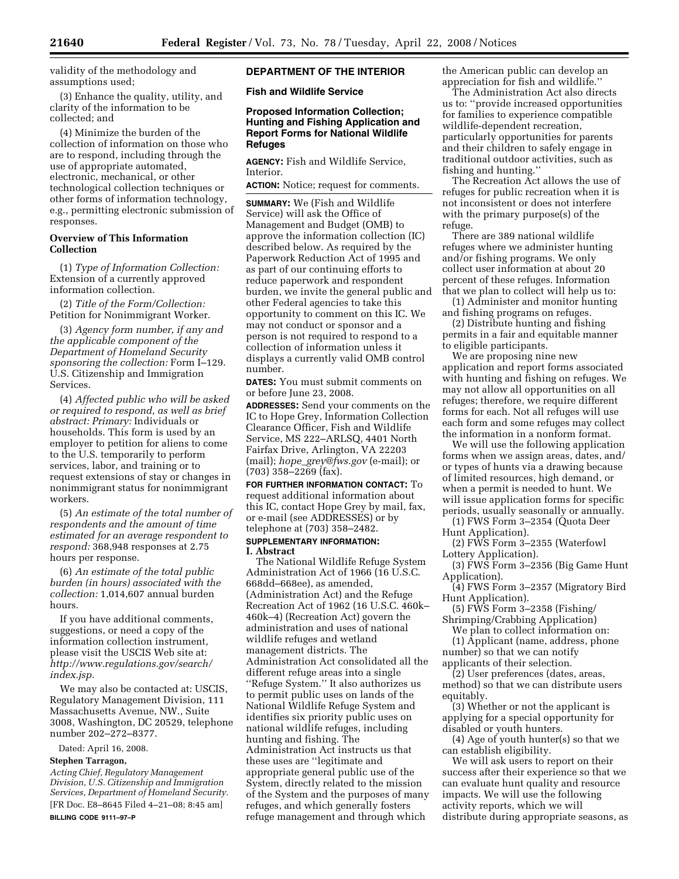validity of the methodology and assumptions used;

(3) Enhance the quality, utility, and clarity of the information to be collected; and

(4) Minimize the burden of the collection of information on those who are to respond, including through the use of appropriate automated, electronic, mechanical, or other technological collection techniques or other forms of information technology, e.g., permitting electronic submission of responses.

**Overview of This Information Collection**

(1) *Type of Information Collection:* Extension of a currently approved information collection.

(2) *Title of the Form/Collection:* Petition for Nonimmigrant Worker.

(3) *Agency form number, if any and the applicable component of the Department of Homeland Security sponsoring the collection:* Form I–129. U.S. Citizenship and Immigration Services.

(4) *Affected public who will be asked or required to respond, as well as brief abstract: Primary:* Individuals or households. This form is used by an employer to petition for aliens to come to the U.S. temporarily to perform services, labor, and training or to request extensions of stay or changes in nonimmigrant status for nonimmigrant workers.

(5) *An estimate of the total number of respondents and the amount of time estimated for an average respondent to respond:* 368,948 responses at 2.75 hours per response.

(6) *An estimate of the total public burden (in hours) associated with the collection:* 1,014,607 annual burden hours.

If you have additional comments, suggestions, or need a copy of the information collection instrument, please visit the USCIS Web site at: *http://www.regulations.gov/search/index.jsp.*

We may also be contacted at: USCIS, Regulatory Management Division, 111 Massachusetts Avenue, NW., Suite 3008, Washington, DC 20529, telephone number 202–272–8377.

Dated: April 16, 2008.

**Stephen Tarragon,**

*Acting Chief, Regulatory Management Division, U.S. Citizenship and Immigration Services, Department of Homeland Security.*

[FR Doc. E8–8645 Filed 4–21–08; 8:45 am]

**BILLING CODE 9111–97–P**

## DEPARTMENT OF THE INTERIOR

### Fish and Wildlife Service

### Proposed Information Collection; Hunting and Fishing Application and Report Forms for National Wildlife Refuges

**AGENCY:** Fish and Wildlife Service, Interior.

**ACTION:** Notice; request for comments.

**SUMMARY:** We (Fish and Wildlife Service) will ask the Office of Management and Budget (OMB) to approve the information collection (IC) described below. As required by the Paperwork Reduction Act of 1995 and as part of our continuing efforts to reduce paperwork and respondent burden, we invite the general public and other Federal agencies to take this opportunity to comment on this IC. We may not conduct or sponsor and a person is not required to respond to a collection of information unless it displays a currently valid OMB control number.

**DATES:** You must submit comments on or before June 23, 2008.

**ADDRESSES:** Send your comments on the IC to Hope Grey, Information Collection Clearance Officer, Fish and Wildlife Service, MS 222–ARLSQ, 4401 North Fairfax Drive, Arlington, VA 22203 (mail); *hope_grey@fws.gov* (e-mail); or (703) 358–2269 (fax).

**FOR FURTHER INFORMATION CONTACT:** To request additional information about this IC, contact Hope Grey by mail, fax, or e-mail (see ADDRESSES) or by telephone at (703) 358–2482.

**SUPPLEMENTARY INFORMATION:**

**I. Abstract**

The National Wildlife Refuge System Administration Act of 1966 (16 U.S.C. 668dd–668ee), as amended, (Administration Act) and the Refuge Recreation Act of 1962 (16 U.S.C. 460k–460k–4) (Recreation Act) govern the administration and uses of national wildlife refuges and wetland management districts. The Administration Act consolidated all the different refuge areas into a single ''Refuge System.'' It also authorizes us to permit public uses on lands of the National Wildlife Refuge System and identifies six priority public uses on national wildlife refuges, including hunting and fishing. The Administration Act instructs us that these uses are ''legitimate and appropriate general public use of the System, directly related to the mission of the System and the purposes of many refuges, and which generally fosters refuge management and through which the American public can develop an appreciation for fish and wildlife.''

The Administration Act also directs us to: ''provide increased opportunities for families to experience compatible wildlife-dependent recreation, particularly opportunities for parents and their children to safely engage in traditional outdoor activities, such as fishing and hunting.''

The Recreation Act allows the use of refuges for public recreation when it is not inconsistent or does not interfere with the primary purpose(s) of the refuge.

There are 389 national wildlife refuges where we administer hunting and/or fishing programs. We only collect user information at about 20 percent of these refuges. Information that we plan to collect will help us to:

(1) Administer and monitor hunting and fishing programs on refuges.

(2) Distribute hunting and fishing permits in a fair and equitable manner to eligible participants.

We are proposing nine new application and report forms associated with hunting and fishing on refuges. We may not allow all opportunities on all refuges; therefore, we require different forms for each. Not all refuges will use each form and some refuges may collect the information in a nonform format.

We will use the following application forms when we assign areas, dates, and/or types of hunts via a drawing because of limited resources, high demand, or when a permit is needed to hunt. We will issue application forms for specific periods, usually seasonally or annually.

(1) FWS Form 3–2354 (Quota Deer Hunt Application).

(2) FWS Form 3–2355 (Waterfowl Lottery Application).

(3) FWS Form 3–2356 (Big Game Hunt Application).

(4) FWS Form 3–2357 (Migratory Bird Hunt Application).

(5) FWS Form 3–2358 (Fishing/Shrimping/Crabbing Application)

We plan to collect information on:

(1) Applicant (name, address, phone number) so that we can notify applicants of their selection.

(2) User preferences (dates, areas, method) so that we can distribute users equitably.

(3) Whether or not the applicant is applying for a special opportunity for disabled or youth hunters.

(4) Age of youth hunter(s) so that we can establish eligibility.

We will ask users to report on their success after their experience so that we can evaluate hunt quality and resource impacts. We will use the following activity reports, which we will distribute during appropriate seasons, as